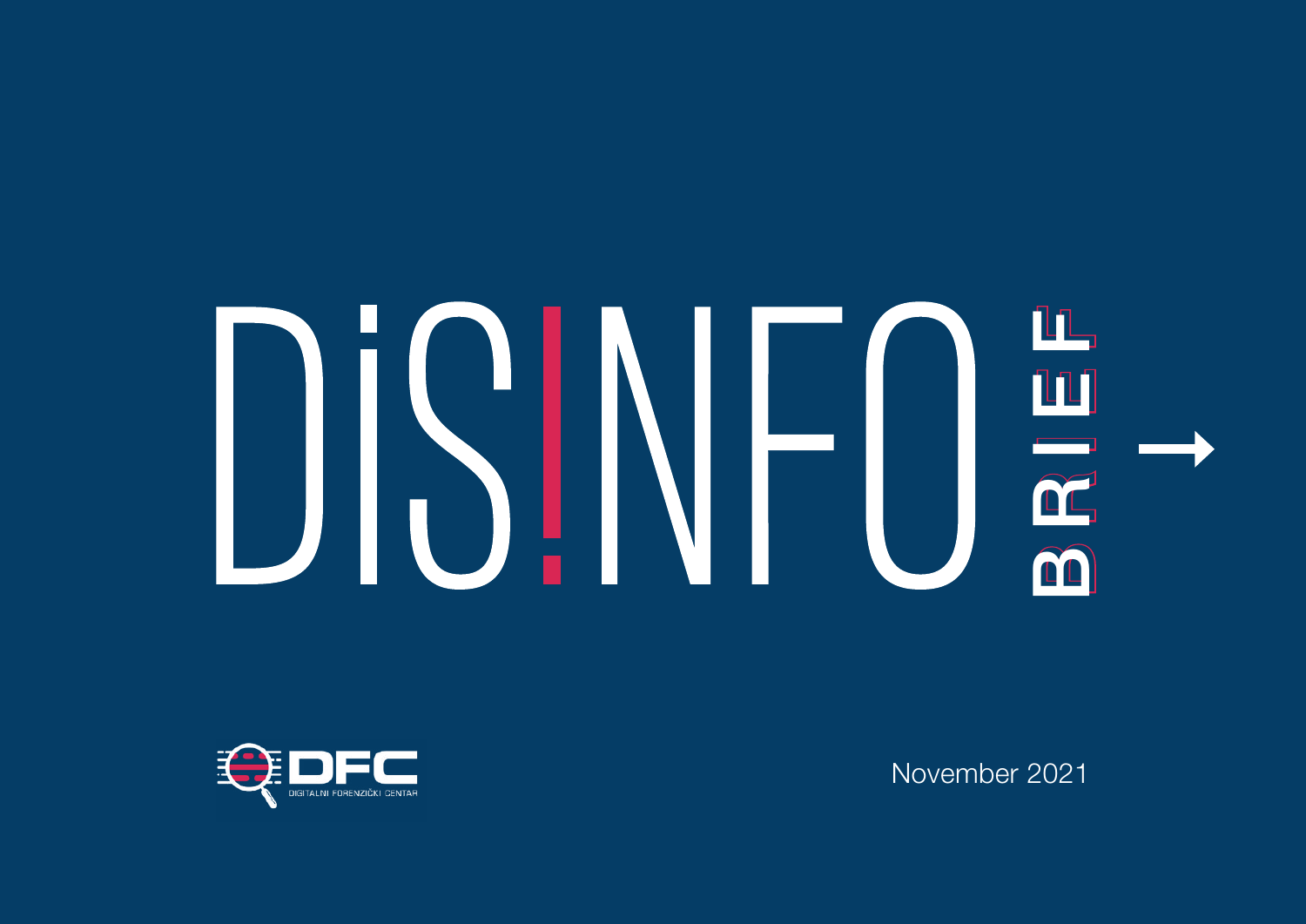# DiS!NFO BRIEF

DFC
DIGITALNI FORENZIČKI CENTAR

November 2021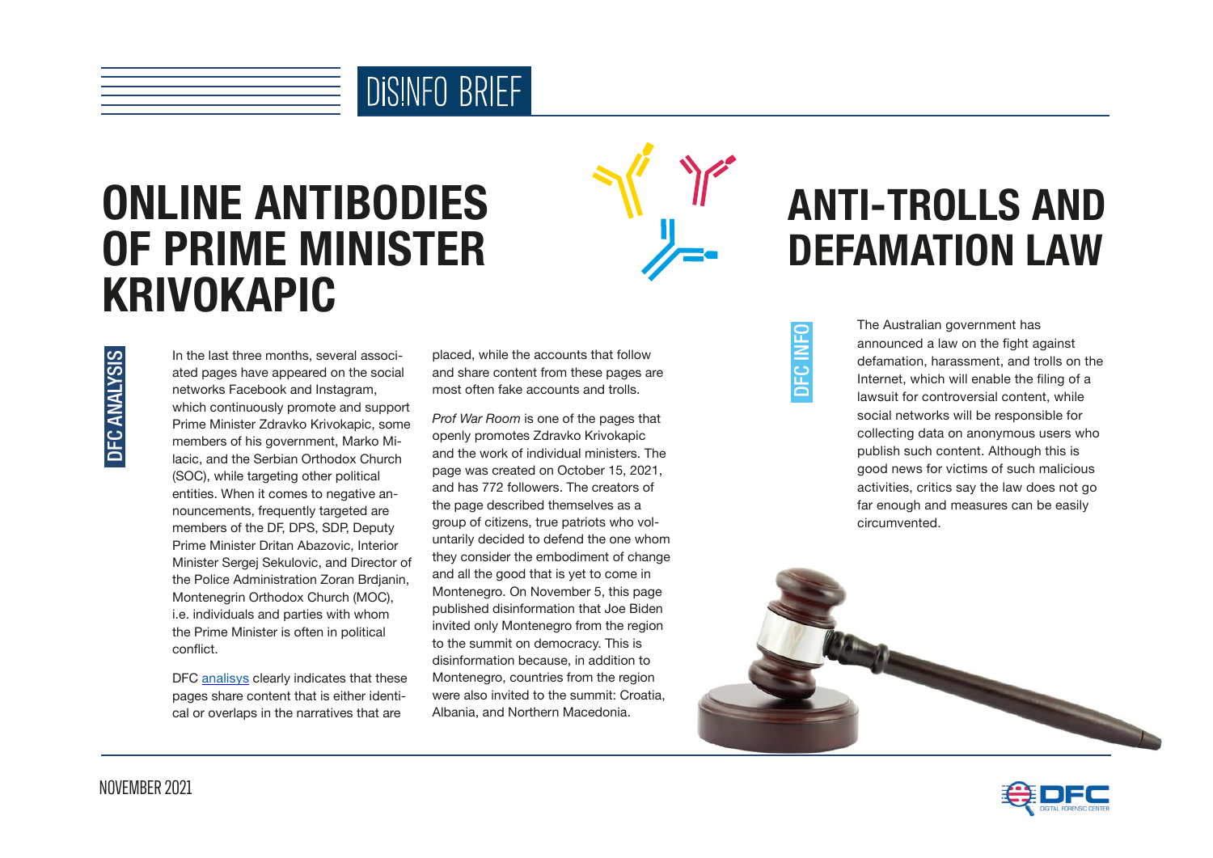# DISINFO BRIEF

## ONLINE ANTIBODIES OF PRIME MINISTER KRIVOKAPIC

DFC ANALYSIS

In the last three months, several associated pages have appeared on the social networks Facebook and Instagram, which continuously promote and support Prime Minister Zdravko Krivokapic, some members of his government, Marko Milacic, and the Serbian Orthodox Church (SOC), while targeting other political entities. When it comes to negative announcements, frequently targeted are members of the DF, DPS, SDP, Deputy Prime Minister Dritan Abazovic, Interior Minister Sergej Sekulovic, and Director of the Police Administration Zoran Brdjanin, Montenegrin Orthodox Church (MOC), i.e. individuals and parties with whom the Prime Minister is often in political conflict.

DFC analisys clearly indicates that these pages share content that is either identical or overlaps in the narratives that are placed, while the accounts that follow and share content from these pages are most often fake accounts and trolls.

*Prof War Room* is one of the pages that openly promotes Zdravko Krivokapic and the work of individual ministers. The page was created on October 15, 2021, and has 772 followers. The creators of the page described themselves as a group of citizens, true patriots who voluntarily decided to defend the one whom they consider the embodiment of change and all the good that is yet to come in Montenegro. On November 5, this page published disinformation that Joe Biden invited only Montenegro from the region to the summit on democracy. This is disinformation because, in addition to Montenegro, countries from the region were also invited to the summit: Croatia, Albania, and Northern Macedonia.

## ANTI-TROLLS AND DEFAMATION LAW

DFC INFO

The Australian government has announced a law on the fight against defamation, harassment, and trolls on the Internet, which will enable the filing of a lawsuit for controversial content, while social networks will be responsible for collecting data on anonymous users who publish such content. Although this is good news for victims of such malicious activities, critics say the law does not go far enough and measures can be easily circumvented.

NOVEMBER 2021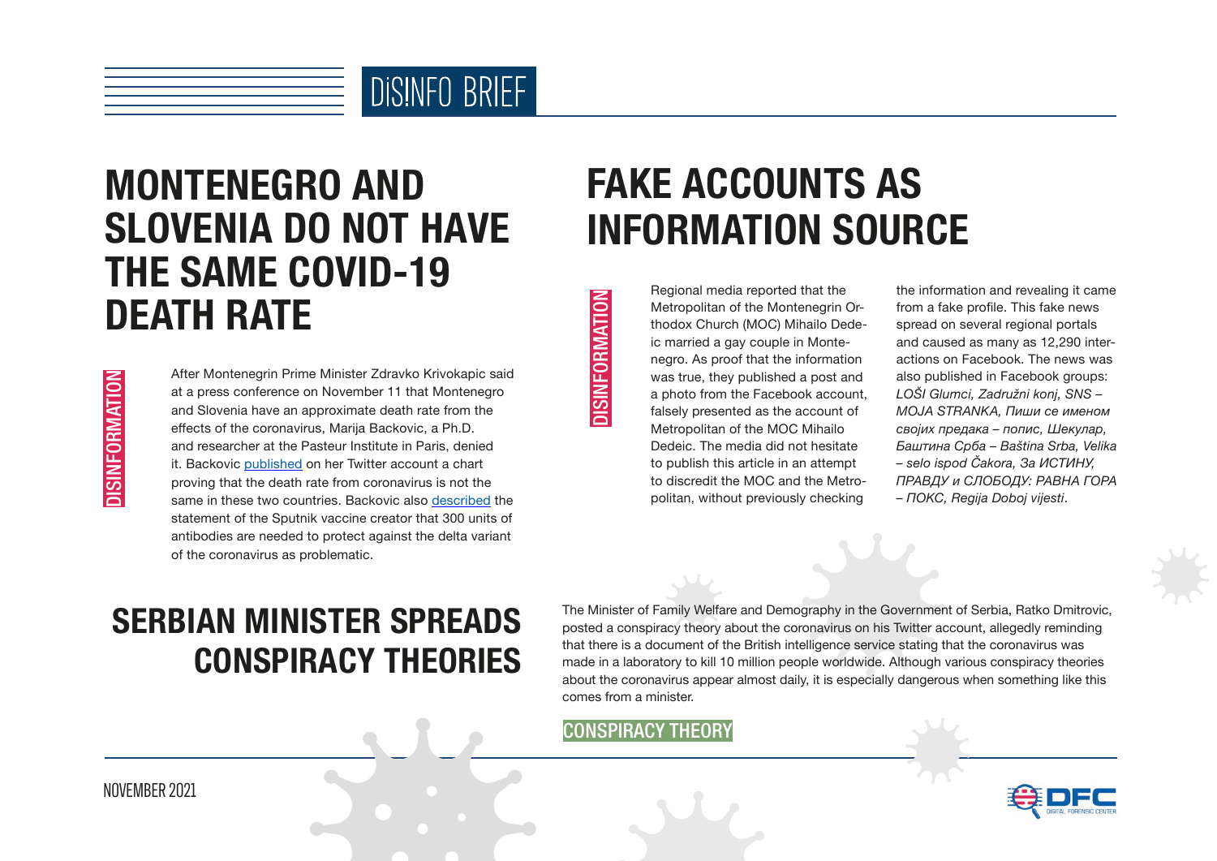# DiSINFO BRIEF

## MONTENEGRO AND SLOVENIA DO NOT HAVE THE SAME COVID-19 DEATH RATE

DISINFORMATION

After Montenegrin Prime Minister Zdravko Krivokapic said at a press conference on November 11 that Montenegro and Slovenia have an approximate death rate from the effects of the coronavirus, Marija Backovic, a Ph.D. and researcher at the Pasteur Institute in Paris, denied it. Backovic published on her Twitter account a chart proving that the death rate from coronavirus is not the same in these two countries. Backovic also described the statement of the Sputnik vaccine creator that 300 units of antibodies are needed to protect against the delta variant of the coronavirus as problematic.

## FAKE ACCOUNTS AS INFORMATION SOURCE

DISINFORMATION

Regional media reported that the Metropolitan of the Montenegrin Orthodox Church (MOC) Mihailo Dedeic married a gay couple in Montenegro. As proof that the information was true, they published a post and a photo from the Facebook account, falsely presented as the account of Metropolitan of the MOC Mihailo Dedeic. The media did not hesitate to publish this article in an attempt to discredit the MOC and the Metropolitan, without previously checking the information and revealing it came from a fake profile. This fake news spread on several regional portals and caused as many as 12,290 interactions on Facebook. The news was also published in Facebook groups: *LOŠI Glumci, Zadružni konj, SNS – MOJA STRANKA, Пиши се именом својих предака – попис, Шекулар, Баштина Срба – Baština Srba, Velika – selo ispod Čakora, За ИСТИНУ, ПРАВДУ и СЛОБОДУ: РАВНА ГОРА – ПОКС, Regija Doboj vijesti*.

## SERBIAN MINISTER SPREADS CONSPIRACY THEORIES

The Minister of Family Welfare and Demography in the Government of Serbia, Ratko Dmitrovic, posted a conspiracy theory about the coronavirus on his Twitter account, allegedly reminding that there is a document of the British intelligence service stating that the coronavirus was made in a laboratory to kill 10 million people worldwide. Although various conspiracy theories about the coronavirus appear almost daily, it is especially dangerous when something like this comes from a minister.

CONSPIRACY THEORY

NOVEMBER 2021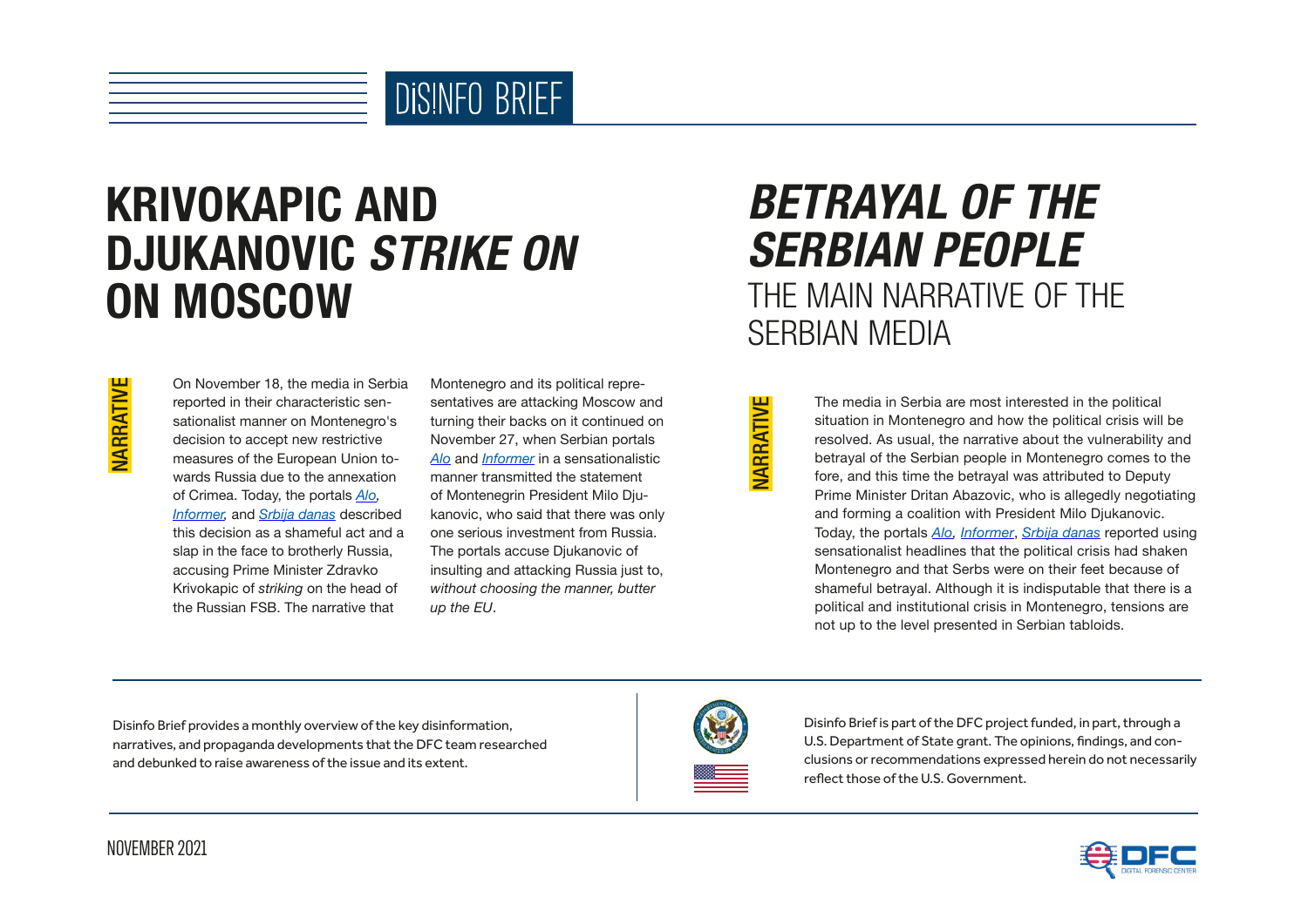# KRIVOKAPIC AND DJUKANOVIC *STRIKE ON* ON MOSCOW

NARRATIVE

On November 18, the media in Serbia reported in their characteristic sensationalist manner on Montenegro's decision to accept new restrictive measures of the European Union towards Russia due to the annexation of Crimea. Today, the portals *Alo, Informer,* and *Srbija danas* described this decision as a shameful act and a slap in the face to brotherly Russia, accusing Prime Minister Zdravko Krivokapic of *striking* on the head of the Russian FSB. The narrative that Montenegro and its political representatives are attacking Moscow and turning their backs on it continued on November 27, when Serbian portals *Alo* and *Informer* in a sensationalistic manner transmitted the statement of Montenegrin President Milo Djukanovic, who said that there was only one serious investment from Russia. The portals accuse Djukanovic of insulting and attacking Russia just to, *without choosing the manner, butter up the EU*.

# *BETRAYAL OF THE SERBIAN PEOPLE*

## THE MAIN NARRATIVE OF THE SERBIAN MEDIA

NARRATIVE

The media in Serbia are most interested in the political situation in Montenegro and how the political crisis will be resolved. As usual, the narrative about the vulnerability and betrayal of the Serbian people in Montenegro comes to the fore, and this time the betrayal was attributed to Deputy Prime Minister Dritan Abazovic, who is allegedly negotiating and forming a coalition with President Milo Djukanovic. Today, the portals *Alo, Informer*, *Srbija danas* reported using sensationalist headlines that the political crisis had shaken Montenegro and that Serbs were on their feet because of shameful betrayal. Although it is indisputable that there is a political and institutional crisis in Montenegro, tensions are not up to the level presented in Serbian tabloids.

---

Disinfo Brief provides a monthly overview of the key disinformation, narratives, and propaganda developments that the DFC team researched and debunked to raise awareness of the issue and its extent.

Disinfo Brief is part of the DFC project funded, in part, through a U.S. Department of State grant. The opinions, findings, and conclusions or recommendations expressed herein do not necessarily reflect those of the U.S. Government.

NOVEMBER 2021